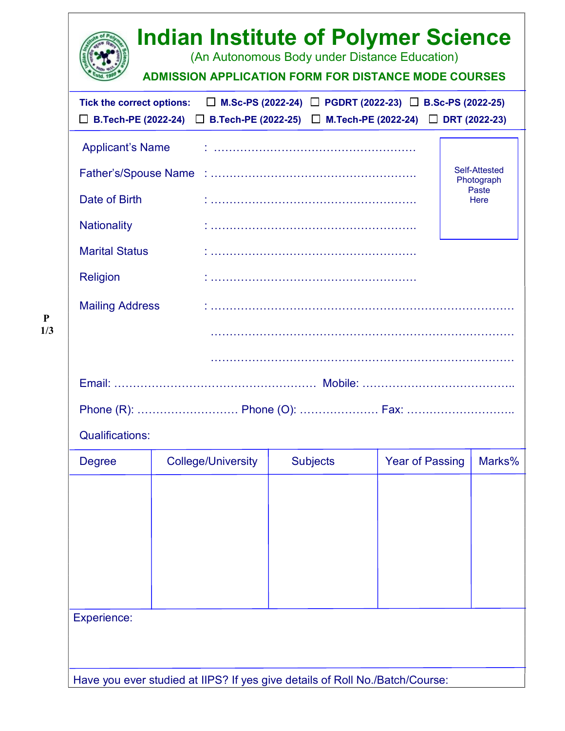# Indian Institute of Polymer Science

(An Autonomous Body under Distance Education)

**ADMISSION APPLICATION FORM FOR DISTANCE MODE COURSES**

**Tick the correct options:** ☐ **M.Sc-PS (2022-24)** ☐ **PGDRT (2022-23)** ☐ **B.Sc-PS (2022-25)** ☐ **B.Tech-PE (2022-24)** ☐ **B.Tech-PE (2022-25)** ☐ **M.Tech-PE (2022-24)** ☐ **DRT (2022-23)**

Applicant's Name : ……………………………………………

Father's/Spouse Name : ……………………………………………

Date of Birth : ……………………………………………

Nationality : ……………………………………………

Marital Status : ……………………………………………

Religion : ……………………………………………

Self-Attested Photograph Paste Here

Mailing Address : ……………………………………………………………………

……………………………………………………………………

……………………………………………………………………

P 1/3

Email: ……………………………………………… Mobile: …………………………………

Phone (R): ……………………… Phone (O): ………………… Fax: ……………………….

Qualifications:

| Degree | College/University | Subjects | Year of Passing | Marks% |
|---|---|---|---|---|
| | | | | |

Experience:

Have you ever studied at IIPS? If yes give details of Roll No./Batch/Course: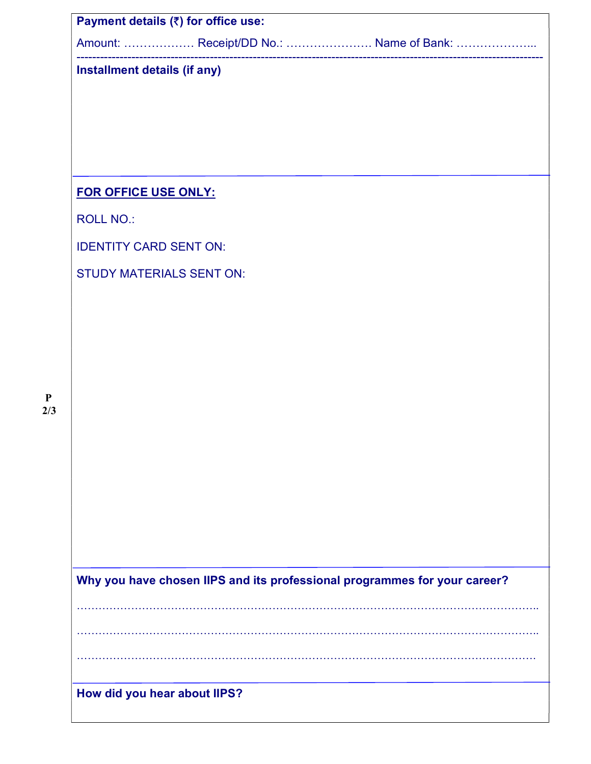**Payment details (₹) for office use:**

Amount: ……………… Receipt/DD No.: …………………. Name of Bank: ………………...

---

**Installment details (if any)**

---

**FOR OFFICE USE ONLY:**

ROLL NO.:

IDENTITY CARD SENT ON:

STUDY MATERIALS SENT ON:

---

**Why you have chosen IIPS and its professional programmes for your career?**

……………………………………………………………………………………………………..

……………………………………………………………………………………………………..

…………………………………………………………………………………………………….

---

**How did you hear about IIPS?**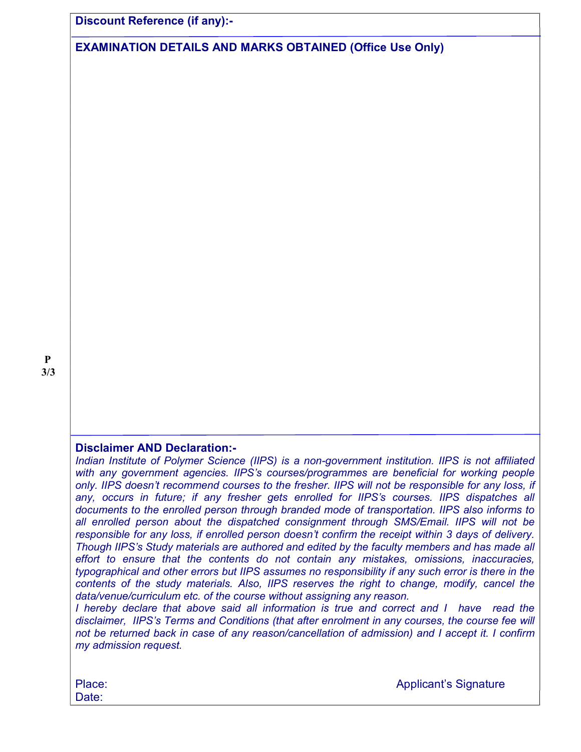**Discount Reference (if any):-**

**EXAMINATION DETAILS AND MARKS OBTAINED (Office Use Only)**

**Disclaimer AND Declaration:-**

*Indian Institute of Polymer Science (IIPS) is a non-government institution. IIPS is not affiliated with any government agencies. IIPS's courses/programmes are beneficial for working people only. IIPS doesn't recommend courses to the fresher. IIPS will not be responsible for any loss, if any, occurs in future; if any fresher gets enrolled for IIPS's courses. IIPS dispatches all documents to the enrolled person through branded mode of transportation. IIPS also informs to all enrolled person about the dispatched consignment through SMS/Email. IIPS will not be responsible for any loss, if enrolled person doesn't confirm the receipt within 3 days of delivery. Though IIPS's Study materials are authored and edited by the faculty members and has made all effort to ensure that the contents do not contain any mistakes, omissions, inaccuracies, typographical and other errors but IIPS assumes no responsibility if any such error is there in the contents of the study materials. Also, IIPS reserves the right to change, modify, cancel the data/venue/curriculum etc. of the course without assigning any reason.*

*I hereby declare that above said all information is true and correct and I have read the disclaimer, IIPS's Terms and Conditions (that after enrolment in any courses, the course fee will not be returned back in case of any reason/cancellation of admission) and I accept it. I confirm my admission request.*

Place: Applicant's Signature

Date: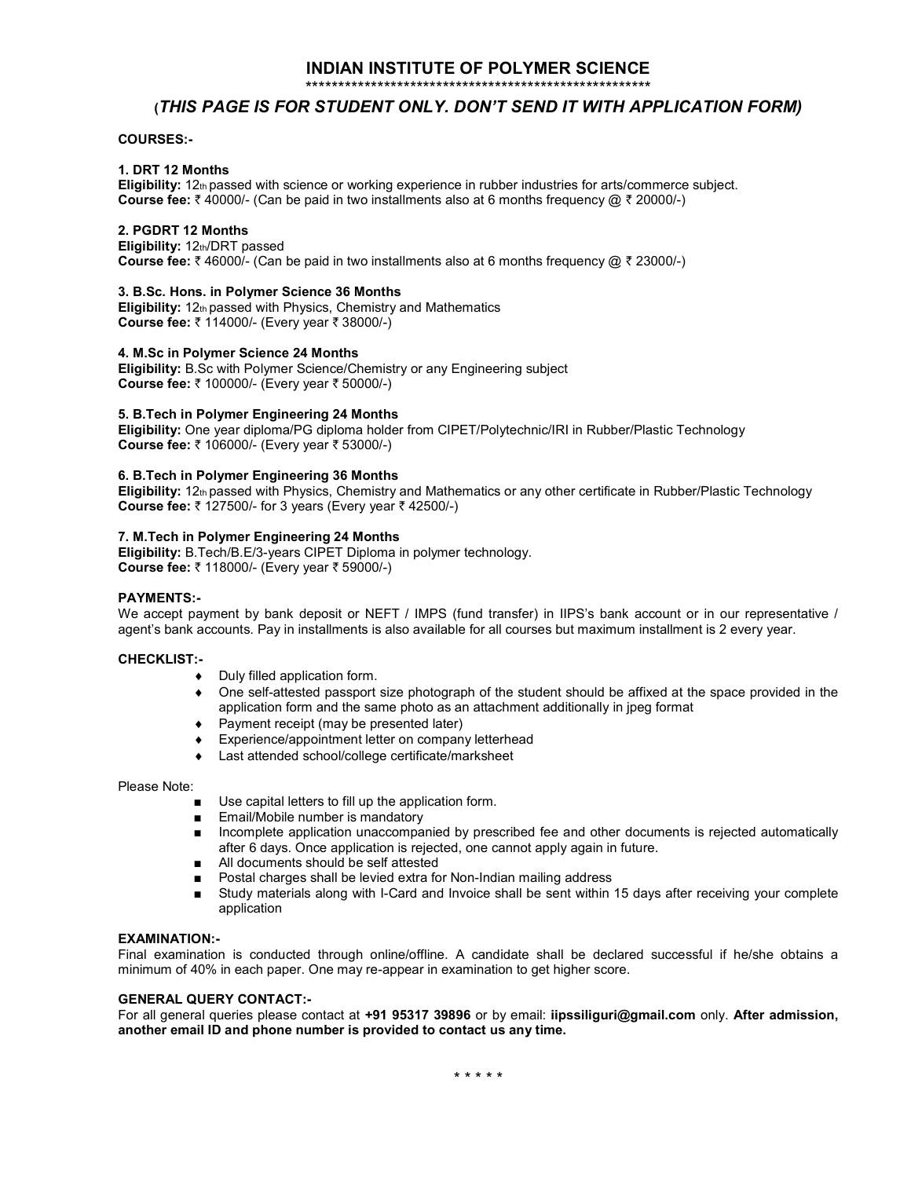# INDIAN INSTITUTE OF POLYMER SCIENCE

*****************************************************

***(THIS PAGE IS FOR STUDENT ONLY. DON'T SEND IT WITH APPLICATION FORM)***

**COURSES:-**

**1. DRT 12 Months**
**Eligibility:** 12th passed with science or working experience in rubber industries for arts/commerce subject.
**Course fee:** ₹ 40000/- (Can be paid in two installments also at 6 months frequency @ ₹ 20000/-)

**2. PGDRT 12 Months**
**Eligibility:** 12th/DRT passed
**Course fee:** ₹ 46000/- (Can be paid in two installments also at 6 months frequency @ ₹ 23000/-)

**3. B.Sc. Hons. in Polymer Science 36 Months**
**Eligibility:** 12th passed with Physics, Chemistry and Mathematics
**Course fee:** ₹ 114000/- (Every year ₹ 38000/-)

**4. M.Sc in Polymer Science 24 Months**
**Eligibility:** B.Sc with Polymer Science/Chemistry or any Engineering subject
**Course fee:** ₹ 100000/- (Every year ₹ 50000/-)

**5. B.Tech in Polymer Engineering 24 Months**
**Eligibility:** One year diploma/PG diploma holder from CIPET/Polytechnic/IRI in Rubber/Plastic Technology
**Course fee:** ₹ 106000/- (Every year ₹ 53000/-)

**6. B.Tech in Polymer Engineering 36 Months**
**Eligibility:** 12th passed with Physics, Chemistry and Mathematics or any other certificate in Rubber/Plastic Technology
**Course fee:** ₹ 127500/- for 3 years (Every year ₹ 42500/-)

**7. M.Tech in Polymer Engineering 24 Months**
**Eligibility:** B.Tech/B.E/3-years CIPET Diploma in polymer technology.
**Course fee:** ₹ 118000/- (Every year ₹ 59000/-)

**PAYMENTS:-**

We accept payment by bank deposit or NEFT / IMPS (fund transfer) in IIPS's bank account or in our representative / agent's bank accounts. Pay in installments is also available for all courses but maximum installment is 2 every year.

**CHECKLIST:-**

- Duly filled application form.
- One self-attested passport size photograph of the student should be affixed at the space provided in the application form and the same photo as an attachment additionally in jpeg format
- Payment receipt (may be presented later)
- Experience/appointment letter on company letterhead
- Last attended school/college certificate/marksheet

Please Note:

- Use capital letters to fill up the application form.
- Email/Mobile number is mandatory
- Incomplete application unaccompanied by prescribed fee and other documents is rejected automatically after 6 days. Once application is rejected, one cannot apply again in future.
- All documents should be self attested
- Postal charges shall be levied extra for Non-Indian mailing address
- Study materials along with I-Card and Invoice shall be sent within 15 days after receiving your complete application

**EXAMINATION:-**

Final examination is conducted through online/offline. A candidate shall be declared successful if he/she obtains a minimum of 40% in each paper. One may re-appear in examination to get higher score.

**GENERAL QUERY CONTACT:-**

For all general queries please contact at **+91 95317 39896** or by email: **iipssiliguri@gmail.com** only. **After admission, another email ID and phone number is provided to contact us any time.**

* * * * *